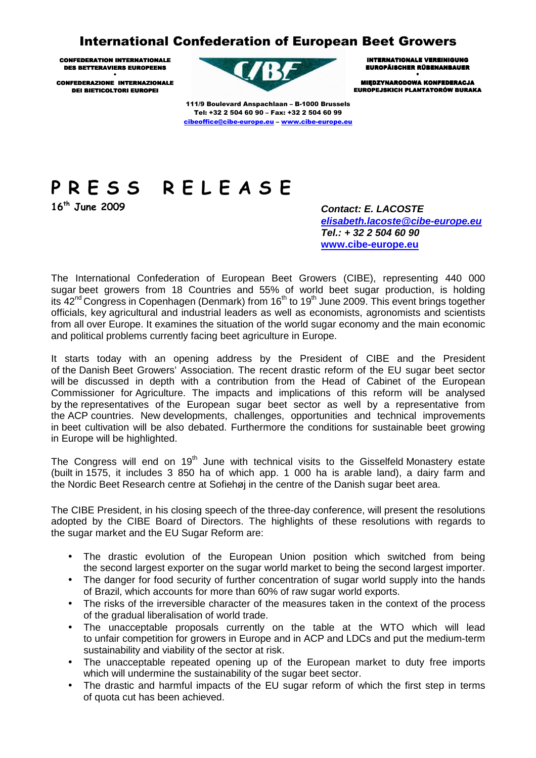# International Confederation of European Beet Growers

**CONFEDERATION INTERNATIONALE DES BETTERAVIERS EUROPEENS**
•
**CONFEDERAZIONE INTERNAZIONALE DEI BIETICOLTORI EUROPEI**

CIBE

**INTERNATIONALE VEREINIGUNG EUROPÄISCHER RÜBENANBAUER**
•
**MIĘDZYNARODOWA KONFEDERACJA EUROPEJSKICH PLANTATORÓW BURAKA**

**111/9 Boulevard Anspachlaan – B-1000 Brussels**
**Tel: +32 2 504 60 90 – Fax: +32 2 504 60 99**
**cibeoffice@cibe-europe.eu – www.cibe-europe.eu**

# P R E S S   R E L E A S E

**16th June 2009**

***Contact: E. LACOSTE***
***elisabeth.lacoste@cibe-europe.eu***
***Tel.: + 32 2 504 60 90***
**www.cibe-europe.eu**

The International Confederation of European Beet Growers (CIBE), representing 440 000 sugar beet growers from 18 Countries and 55% of world beet sugar production, is holding its 42nd Congress in Copenhagen (Denmark) from 16th to 19th June 2009. This event brings together officials, key agricultural and industrial leaders as well as economists, agronomists and scientists from all over Europe. It examines the situation of the world sugar economy and the main economic and political problems currently facing beet agriculture in Europe.

It starts today with an opening address by the President of CIBE and the President of the Danish Beet Growers' Association. The recent drastic reform of the EU sugar beet sector will be discussed in depth with a contribution from the Head of Cabinet of the European Commissioner for Agriculture. The impacts and implications of this reform will be analysed by the representatives of the European sugar beet sector as well by a representative from the ACP countries. New developments, challenges, opportunities and technical improvements in beet cultivation will be also debated. Furthermore the conditions for sustainable beet growing in Europe will be highlighted.

The Congress will end on 19th June with technical visits to the Gisselfeld Monastery estate (built in 1575, it includes 3 850 ha of which app. 1 000 ha is arable land), a dairy farm and the Nordic Beet Research centre at Sofiehøj in the centre of the Danish sugar beet area.

The CIBE President, in his closing speech of the three-day conference, will present the resolutions adopted by the CIBE Board of Directors. The highlights of these resolutions with regards to the sugar market and the EU Sugar Reform are:

- The drastic evolution of the European Union position which switched from being the second largest exporter on the sugar world market to being the second largest importer.
- The danger for food security of further concentration of sugar world supply into the hands of Brazil, which accounts for more than 60% of raw sugar world exports.
- The risks of the irreversible character of the measures taken in the context of the process of the gradual liberalisation of world trade.
- The unacceptable proposals currently on the table at the WTO which will lead to unfair competition for growers in Europe and in ACP and LDCs and put the medium-term sustainability and viability of the sector at risk.
- The unacceptable repeated opening up of the European market to duty free imports which will undermine the sustainability of the sugar beet sector.
- The drastic and harmful impacts of the EU sugar reform of which the first step in terms of quota cut has been achieved.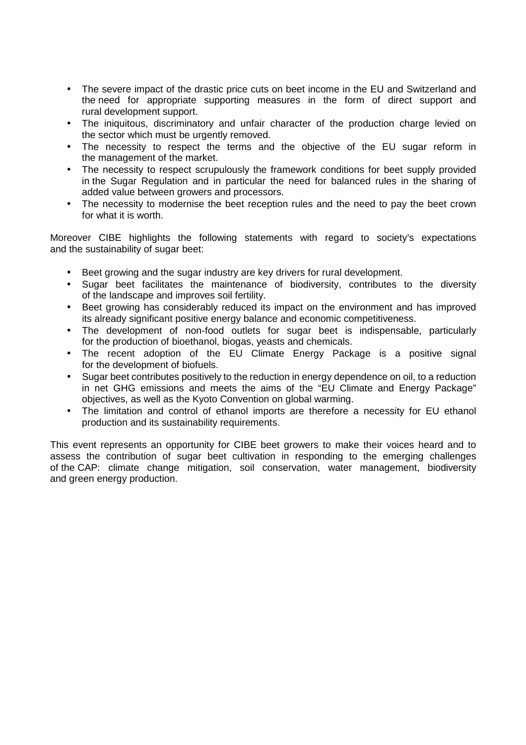- The severe impact of the drastic price cuts on beet income in the EU and Switzerland and the need for appropriate supporting measures in the form of direct support and rural development support.
- The iniquitous, discriminatory and unfair character of the production charge levied on the sector which must be urgently removed.
- The necessity to respect the terms and the objective of the EU sugar reform in the management of the market.
- The necessity to respect scrupulously the framework conditions for beet supply provided in the Sugar Regulation and in particular the need for balanced rules in the sharing of added value between growers and processors.
- The necessity to modernise the beet reception rules and the need to pay the beet crown for what it is worth.

Moreover CIBE highlights the following statements with regard to society's expectations and the sustainability of sugar beet:

- Beet growing and the sugar industry are key drivers for rural development.
- Sugar beet facilitates the maintenance of biodiversity, contributes to the diversity of the landscape and improves soil fertility.
- Beet growing has considerably reduced its impact on the environment and has improved its already significant positive energy balance and economic competitiveness.
- The development of non-food outlets for sugar beet is indispensable, particularly for the production of bioethanol, biogas, yeasts and chemicals.
- The recent adoption of the EU Climate Energy Package is a positive signal for the development of biofuels.
- Sugar beet contributes positively to the reduction in energy dependence on oil, to a reduction in net GHG emissions and meets the aims of the "EU Climate and Energy Package" objectives, as well as the Kyoto Convention on global warming.
- The limitation and control of ethanol imports are therefore a necessity for EU ethanol production and its sustainability requirements.

This event represents an opportunity for CIBE beet growers to make their voices heard and to assess the contribution of sugar beet cultivation in responding to the emerging challenges of the CAP: climate change mitigation, soil conservation, water management, biodiversity and green energy production.